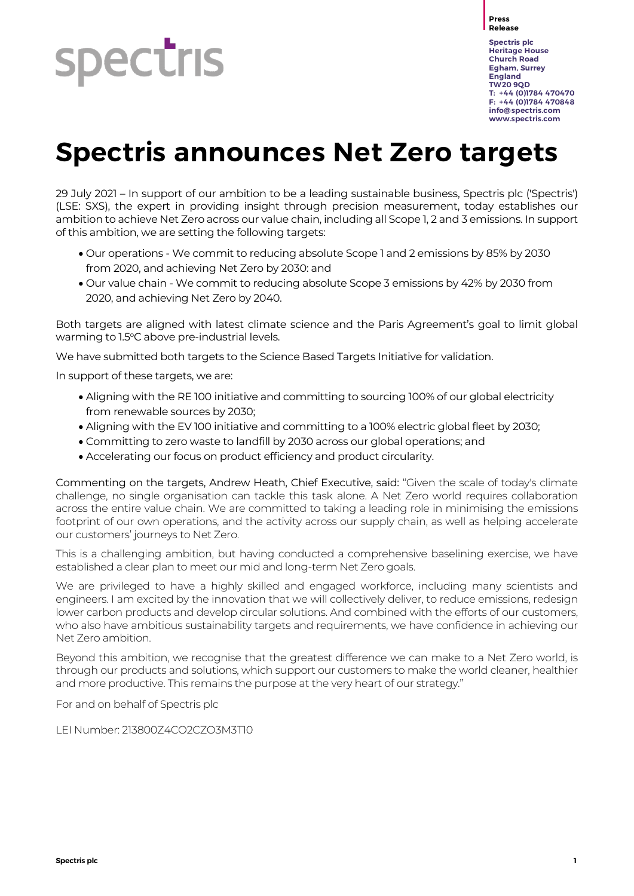Press Release

Spectris plc
Heritage House
Church Road
Egham, Surrey
England
TW20 9QD
T: +44 (0)1784 470470
F: +44 (0)1784 470848
info@spectris.com
www.spectris.com

# Spectris announces Net Zero targets

29 July 2021 – In support of our ambition to be a leading sustainable business, Spectris plc ('Spectris') (LSE: SXS), the expert in providing insight through precision measurement, today establishes our ambition to achieve Net Zero across our value chain, including all Scope 1, 2 and 3 emissions. In support of this ambition, we are setting the following targets:

- Our operations - We commit to reducing absolute Scope 1 and 2 emissions by 85% by 2030 from 2020, and achieving Net Zero by 2030: and
- Our value chain - We commit to reducing absolute Scope 3 emissions by 42% by 2030 from 2020, and achieving Net Zero by 2040.

Both targets are aligned with latest climate science and the Paris Agreement's goal to limit global warming to 1.5°C above pre-industrial levels.

We have submitted both targets to the Science Based Targets Initiative for validation.

In support of these targets, we are:

- Aligning with the RE 100 initiative and committing to sourcing 100% of our global electricity from renewable sources by 2030;
- Aligning with the EV 100 initiative and committing to a 100% electric global fleet by 2030;
- Committing to zero waste to landfill by 2030 across our global operations; and
- Accelerating our focus on product efficiency and product circularity.

Commenting on the targets, Andrew Heath, Chief Executive, said: "Given the scale of today's climate challenge, no single organisation can tackle this task alone. A Net Zero world requires collaboration across the entire value chain. We are committed to taking a leading role in minimising the emissions footprint of our own operations, and the activity across our supply chain, as well as helping accelerate our customers' journeys to Net Zero.

This is a challenging ambition, but having conducted a comprehensive baselining exercise, we have established a clear plan to meet our mid and long-term Net Zero goals.

We are privileged to have a highly skilled and engaged workforce, including many scientists and engineers. I am excited by the innovation that we will collectively deliver, to reduce emissions, redesign lower carbon products and develop circular solutions. And combined with the efforts of our customers, who also have ambitious sustainability targets and requirements, we have confidence in achieving our Net Zero ambition.

Beyond this ambition, we recognise that the greatest difference we can make to a Net Zero world, is through our products and solutions, which support our customers to make the world cleaner, healthier and more productive. This remains the purpose at the very heart of our strategy."

For and on behalf of Spectris plc

LEI Number: 213800Z4CO2CZO3M3T10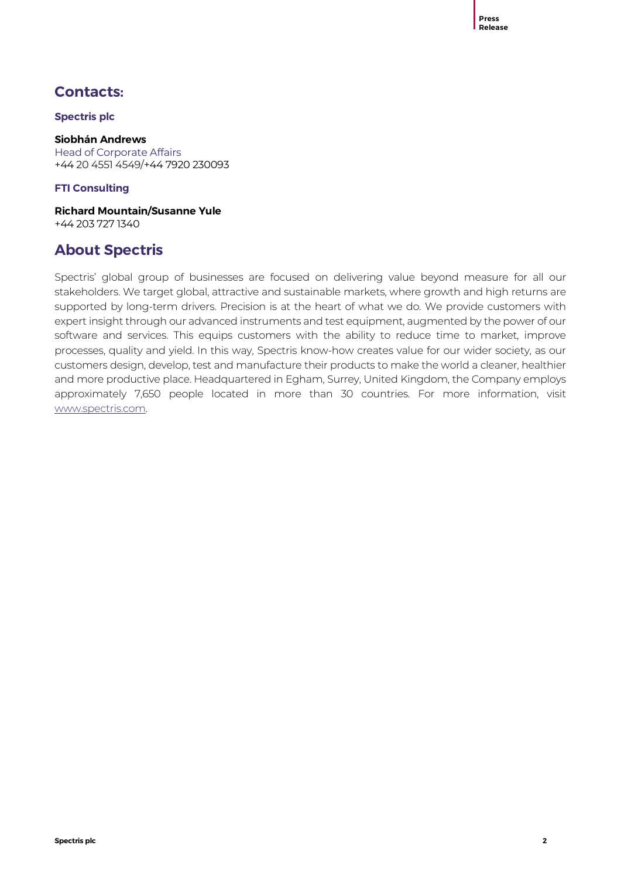## Contacts:

**Spectris plc**

**Siobhán Andrews**
Head of Corporate Affairs
+44 20 4551 4549/+44 7920 230093

**FTI Consulting**

**Richard Mountain/Susanne Yule**
+44 203 727 1340

## About Spectris

Spectris' global group of businesses are focused on delivering value beyond measure for all our stakeholders. We target global, attractive and sustainable markets, where growth and high returns are supported by long-term drivers. Precision is at the heart of what we do. We provide customers with expert insight through our advanced instruments and test equipment, augmented by the power of our software and services. This equips customers with the ability to reduce time to market, improve processes, quality and yield. In this way, Spectris know-how creates value for our wider society, as our customers design, develop, test and manufacture their products to make the world a cleaner, healthier and more productive place. Headquartered in Egham, Surrey, United Kingdom, the Company employs approximately 7,650 people located in more than 30 countries. For more information, visit www.spectris.com.